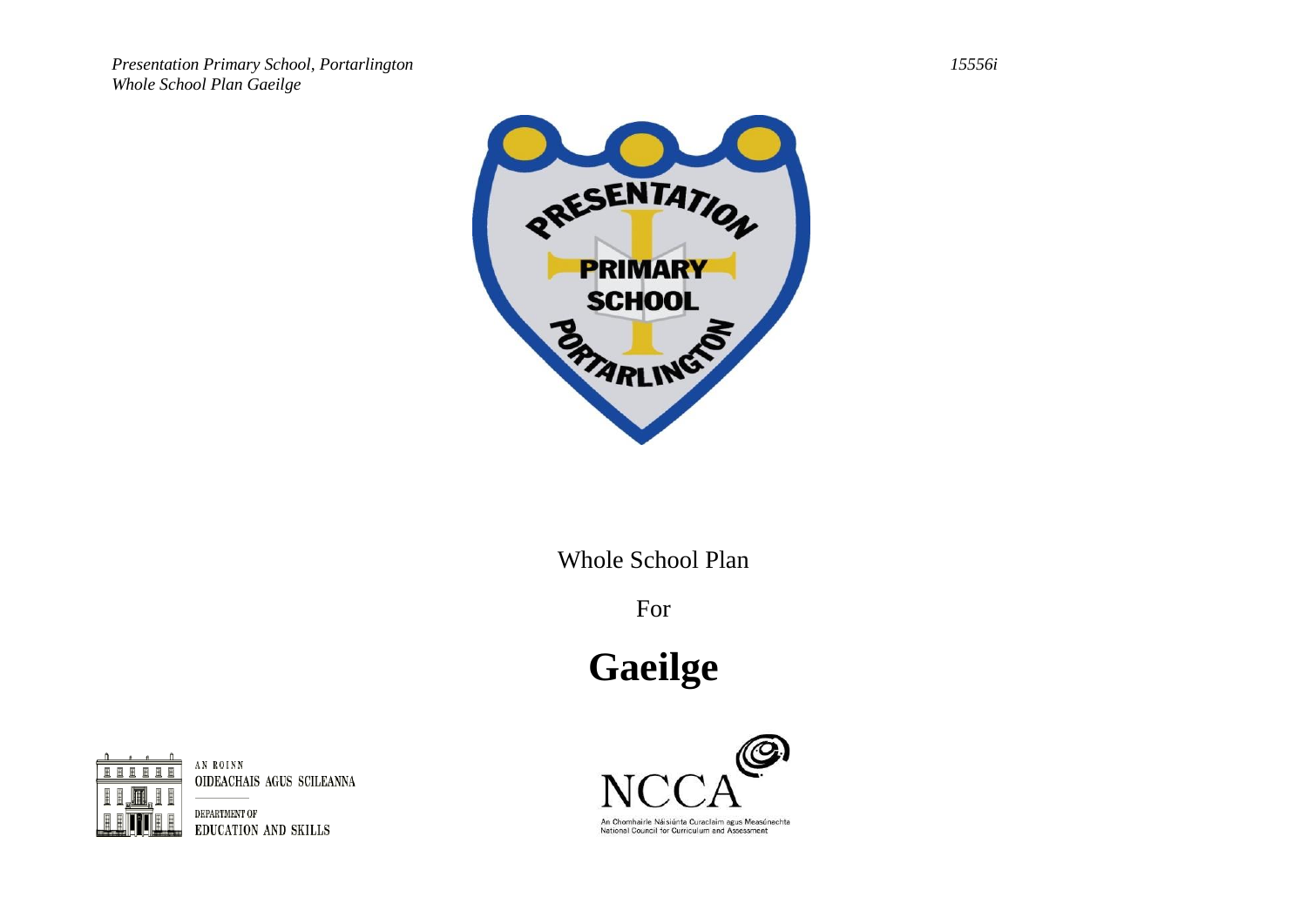Whole School Plan

For

# Gaeilge

AN ROINN
OIDEACHAIS AGUS SCILEANNA

DEPARTMENT OF
EDUCATION AND SKILLS

NCCA

An Chomhairle Náisiúnta Curaclaim agus Measúnachta
National Council for Curriculum and Assessment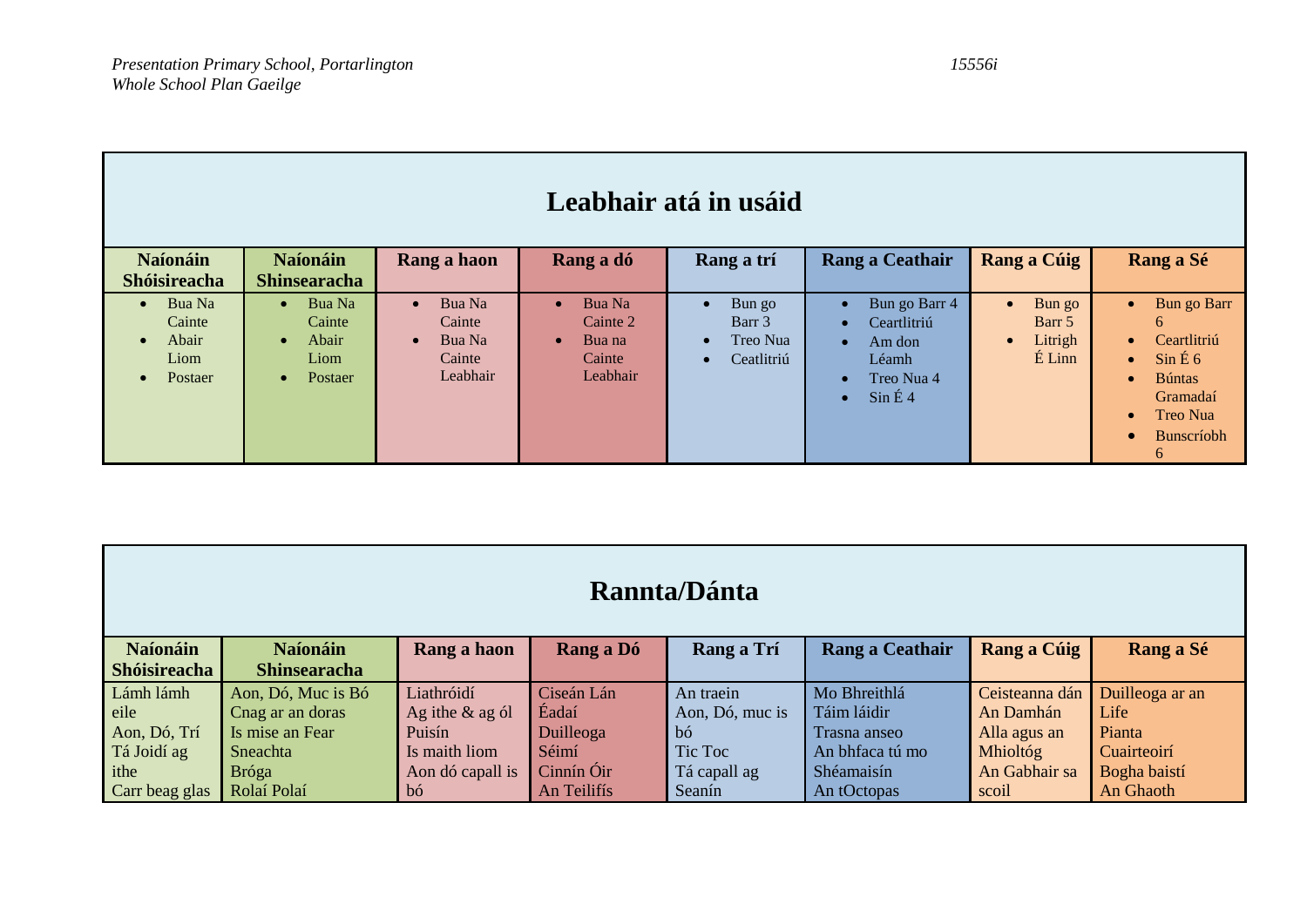## Leabhair atá in usáid

| Naíonáin Shóisireacha | Naíonáin Shinsearacha | Rang a haon | Rang a dó | Rang a trí | Rang a Ceathair | Rang a Cúig | Rang a Sé |
|---|---|---|---|---|---|---|---|
| • Bua Na Cainte<br>• Abair Liom<br>• Postaer | • Bua Na Cainte<br>• Abair Liom<br>• Postaer | • Bua Na Cainte<br>• Bua Na Cainte Leabhair | • Bua Na Cainte 2<br>• Bua na Cainte Leabhair | • Bun go Barr 3<br>• Treo Nua<br>• Ceatlitriú | • Bun go Barr 4<br>• Ceartlitriú<br>• Am don Léamh<br>• Treo Nua 4<br>• Sin É 4 | • Bun go Barr 5<br>• Litrigh É Linn | • Bun go Barr 6<br>• Ceartlitriú<br>• Sin É 6<br>• Búntas Gramadaí<br>• Treo Nua<br>• Bunscríobh 6 |

## Rannta/Dánta

| Naíonáin Shóisireacha | Naíonáin Shinsearacha | Rang a haon | Rang a Dó | Rang a Trí | Rang a Ceathair | Rang a Cúig | Rang a Sé |
|---|---|---|---|---|---|---|---|
| Lámh lámh eile<br>Aon, Dó, Trí<br>Tá Joidí ag ithe<br>Carr beag glas | Aon, Dó, Muc is Bó<br>Cnag ar an doras<br>Is mise an Fear<br>Sneachta<br>Bróga<br>Rolaí Polaí | Liathróidí<br>Ag ithe & ag ól<br>Puisín<br>Is maith liom<br>Aon dó capall is bó | Ciseán Lán<br>Éadaí<br>Duilleoga<br>Séimí<br>Cinnín Óir<br>An Teilifís | An traein<br>Aon, Dó, muc is bó<br>Tic Toc<br>Tá capall ag Seanín | Mo Bhreithlá<br>Táim láidir<br>Trasna anseo<br>An bhfaca tú mo Shéamaisín<br>An tOctopas | Ceisteanna dán<br>An Damhán Alla agus an Mhioltóg<br>An Gabhair sa scoil | Duilleoga ar an Life<br>Pianta<br>Cuairteoirí<br>Bogha baistí<br>An Ghaoth |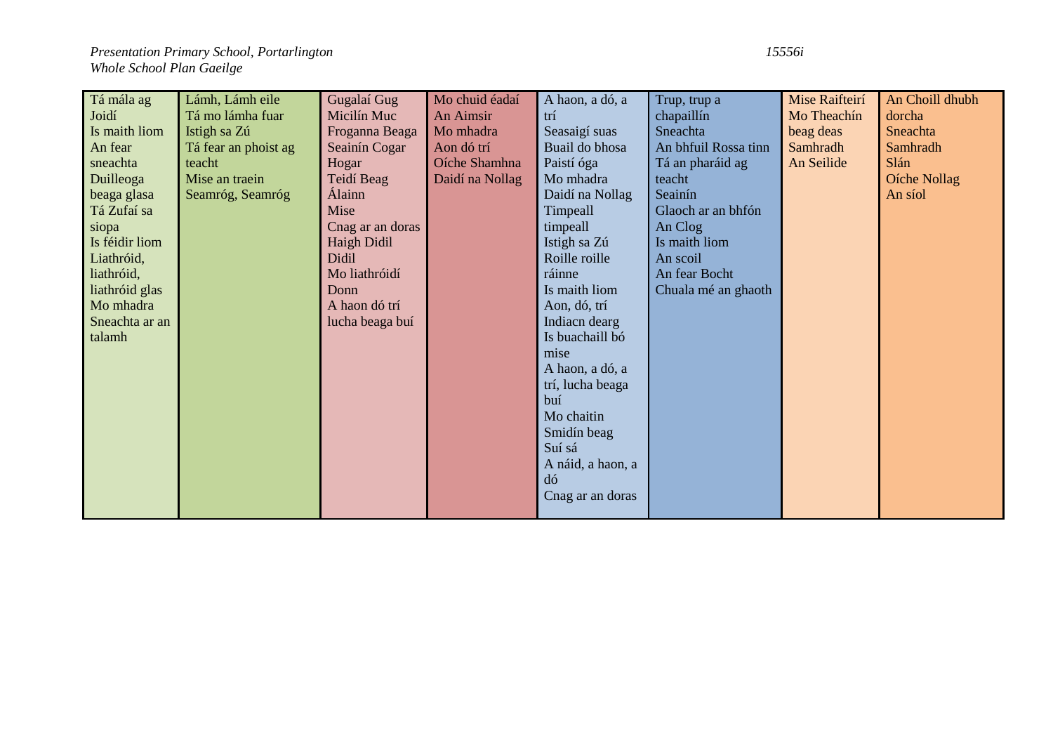| | | | | | | | |
|---|---|---|---|---|---|---|---|
| Tá mála ag Joidí | Lámh, Lámh eile | Gugalaí Gug | Mo chuid éadaí | A haon, a dó, a trí | Trup, trup a chapaillín | Mise Raifteirí | An Choill dhubh dorcha |
| Is maith liom | Tá mo lámha fuar | Micilín Muc | An Aimsir | Seasaigí suas | Sneachta | Mo Theachín beag deas | Sneachta |
| An fear sneachta | Istigh sa Zú | Froganna Beaga | Mo mhadra | Buail do bhosa | An bhfuil Rossa tinn | Samhradh | Samhradh |
| Duilleoga beaga glasa | Tá fear an phoist ag teacht | Seainín Cogar | Aon dó trí | Paistí óga | Tá an pharáid ag teacht | An Seilide | Slán |
| Tá Zufaí sa siopa | Mise an traein | Hogar | Oíche Shamhna | Mo mhadra | Seainín | | Oíche Nollag |
| Is féidir liom | Seamróg, Seamróg | Teidí Beag | Daidí na Nollag | Daidí na Nollag | Glaoch ar an bhfón | | An síol |
| Liathróid, liathróid, liathróid glas | | Álainn | | Timpeall timpeall | An Clog | | |
| Mo mhadra | | Mise | | Istigh sa Zú | Is maith liom | | |
| Sneachta ar an talamh | | Cnag ar an doras | | Roille roille ráinne | An scoil | | |
| | | Haigh Didil Didil | | Is maith liom | An fear Bocht | | |
| | | Mo liathróidí Donn | | Aon, dó, trí | Chuala mé an ghaoth | | |
| | | A haon dó trí lucha beaga buí | | Indiacn dearg | | | |
| | | | | Is buachaill bó mise | | | |
| | | | | A haon, a dó, a trí, lucha beaga buí | | | |
| | | | | Mo chaitin | | | |
| | | | | Smidín beag | | | |
| | | | | Suí sá | | | |
| | | | | A náid, a haon, a dó | | | |
| | | | | Cnag ar an doras | | | |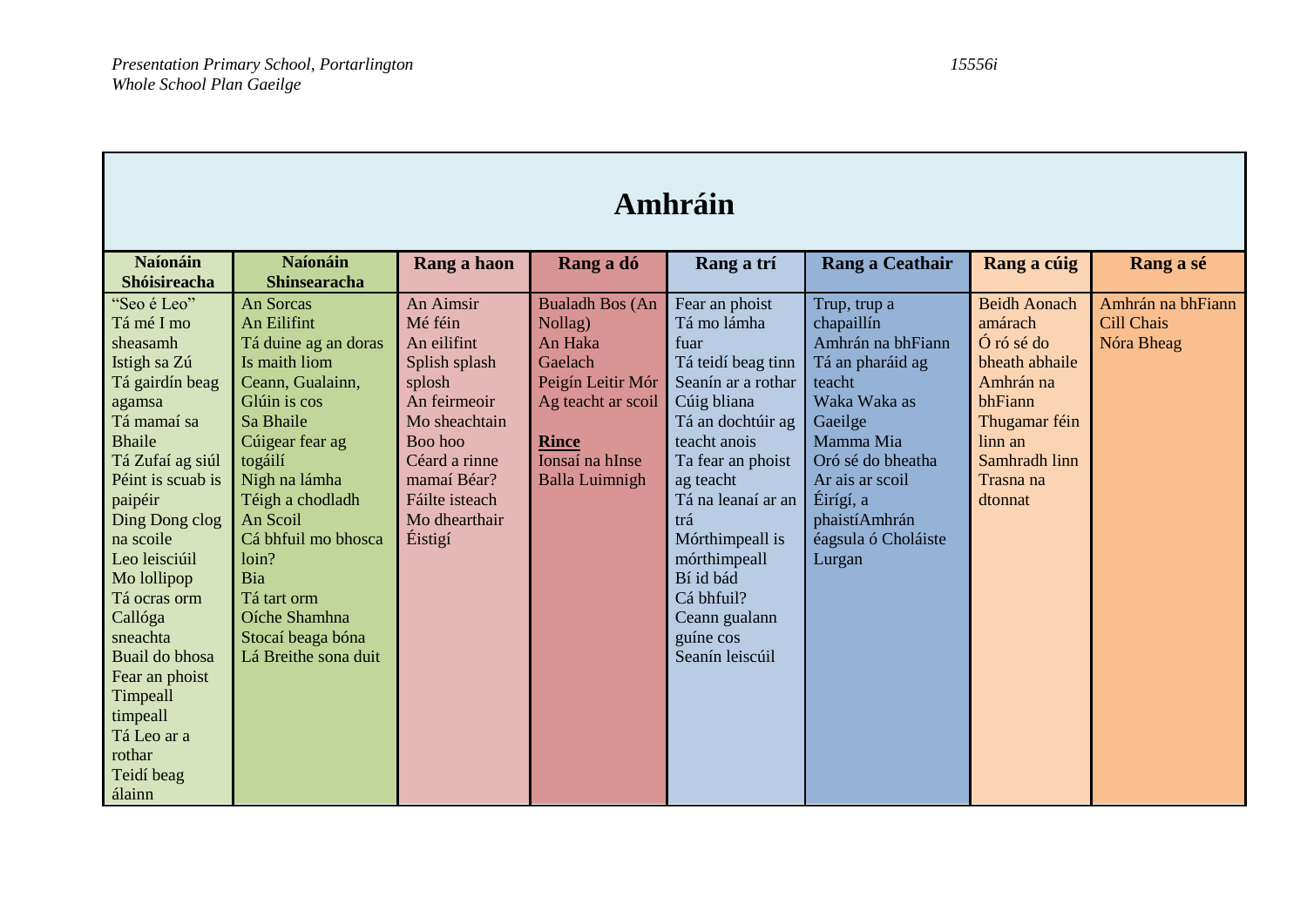| Amhráin | | | | | | | |
|---|---|---|---|---|---|---|---|
| **Naíonáin Shóisireacha** | **Naíonáin Shinsearacha** | **Rang a haon** | **Rang a dó** | **Rang a trí** | **Rang a Ceathair** | **Rang a cúig** | **Rang a sé** |
| "Seo é Leo"<br>Tá mé I mo sheasamh<br>Istigh sa Zú<br>Tá gairdín beag agamsa<br>Tá mamaí sa Bhaile<br>Tá Zufaí ag siúl<br>Péint is scuab is paipéir<br>Ding Dong clog na scoile<br>Leo leisciúil<br>Mo lollipop<br>Tá ocras orm<br>Callóga sneachta<br>Buail do bhosa<br>Fear an phoist<br>Timpeall timpeall<br>Tá Leo ar a rothar<br>Teidí beag álainn | An Sorcas<br>An Eilifint<br>Tá duine ag an doras<br>Is maith liom<br>Ceann, Gualainn, Glúin is cos<br>Sa Bhaile<br>Cúigear fear ag togáilí<br>Nigh na lámha<br>Téigh a chodladh<br>An Scoil<br>Cá bhfuil mo bhosca loin?<br>Bia<br>Tá tart orm<br>Oíche Shamhna<br>Stocaí beaga bóna<br>Lá Breithe sona duit | An Aimsir<br>Mé féin<br>An eilifint<br>Splish splash splosh<br>An feirmeoir<br>Mo sheachtain<br>Boo hoo<br>Céard a rinne mamaí Béar?<br>Fáilte isteach<br>Mo dhearthair<br>Éistigí | Bualadh Bos (An Nollag)<br>An Haka Gaelach<br>Peigín Leitir Mór<br>Ag teacht ar scoil<br><br>**<u>Rince</u>**<br>Ionsaí na hInse<br>Balla Luimnigh | Fear an phoist<br>Tá mo lámha fuar<br>Tá teidí beag tinn<br>Seanín ar a rothar<br>Cúig bliana<br>Tá an dochtúir ag teacht anois<br>Ta fear an phoist ag teacht<br>Tá na leanaí ar an trá<br>Mórthimpeall is mórthimpeall<br>Bí id bád<br>Cá bhfuil?<br>Ceann gualann guíne cos<br>Seanín leiscúil | Trup, trup a chapaillín<br>Amhrán na bhFiann<br>Tá an pharáid ag teacht<br>Waka Waka as Gaeilge<br>Mamma Mia<br>Oró sé do bheatha<br>Ar ais ar scoil<br>Éirígí, a phaistíAmhrán éagsula ó Choláiste Lurgan | Beidh Aonach amárach<br>Ó ró sé do bheath abhaile<br>Amhrán na bhFiann<br>Thugamar féin linn an Samhradh linn<br>Trasna na dtonnat | Amhrán na bhFiann<br>Cill Chais<br>Nóra Bheag |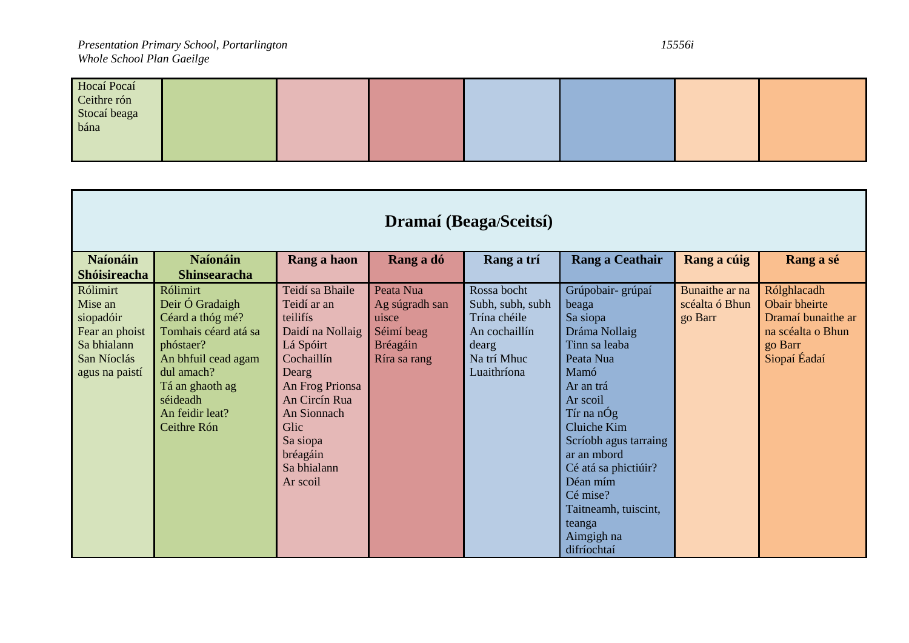| | | | | | | | |
|---|---|---|---|---|---|---|---|
| Hocaí Pocaí<br>Ceithre rón<br>Stocaí beaga bána | | | | | | | |

| **Dramaí (Beaga/Sceitsí)** | | | | | | | |
|---|---|---|---|---|---|---|---|
| **Naíonáin Shóisireacha** | **Naíonáin Shinsearacha** | **Rang a haon** | **Rang a dó** | **Rang a trí** | **Rang a Ceathair** | **Rang a cúig** | **Rang a sé** |
| Rólimirt<br>Mise an siopadóir<br>Fear an phoist<br>Sa bhialann<br>San Níoclás agus na paistí | Rólimirt<br>Deir Ó Gradaigh<br>Céard a thóg mé?<br>Tomhais céard atá sa phóstaer?<br>An bhfuil cead agam dul amach?<br>Tá an ghaoth ag séideadh<br>An feidir leat?<br>Ceithre Rón | Teidí sa Bhaile<br>Teidí ar an teilifís<br>Daidí na Nollaig<br>Lá Spóirt<br>Cochaillín Dearg<br>An Frog Prionsa<br>An Circín Rua<br>An Sionnach Glic<br>Sa siopa bréagáin<br>Sa bhialann<br>Ar scoil | Peata Nua<br>Ag súgradh san uisce<br>Séimí beag<br>Bréagáin<br>Ríra sa rang | Rossa bocht<br>Subh, subh, subh<br>Trína chéile<br>An cochaillín dearg<br>Na trí Mhuc<br>Luaithríona | Grúpobair- grúpaí beaga<br>Sa siopa<br>Dráma Nollaig<br>Tinn sa leaba<br>Peata Nua<br>Mamó<br>Ar an trá<br>Ar scoil<br>Tír na nÓg<br>Cluiche Kim<br>Scríobh agus tarraing ar an mbord<br>Cé atá sa phictiúir?<br>Déan mím<br>Cé mise?<br>Taitneamh, tuiscint, teanga<br>Aimgigh na difríochtaí | Bunaithe ar na scéalta ó Bhun go Barr | Rólghlacadh<br>Obair bheirte<br>Dramaí bunaithe ar na scéalta o Bhun go Barr<br>Siopaí Éadaí |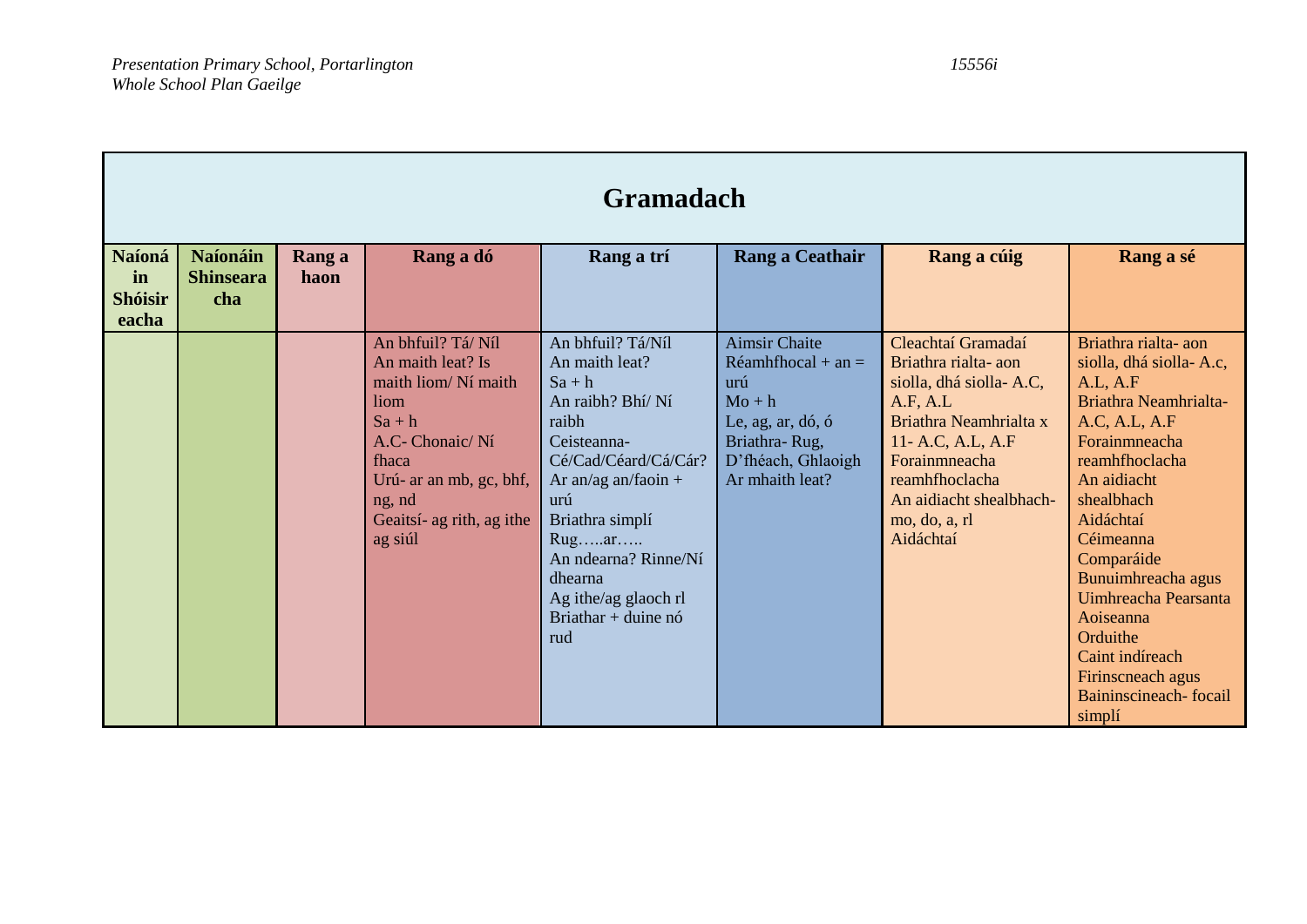| Gramadach | | | | | | | |
|---|---|---|---|---|---|---|---|
| **Naíonáin Shóisireacha** | **Naíonáin Shinsearacha** | **Rang a haon** | **Rang a dó** | **Rang a trí** | **Rang a Ceathair** | **Rang a cúig** | **Rang a sé** |
| | | | An bhfuil? Tá/ Níl<br>An maith leat? Is maith liom/ Ní maith liom<br>Sa + h<br>A.C- Chonaic/ Ní fhaca<br>Urú- ar an mb, gc, bhf, ng, nd<br>Geaitsí- ag rith, ag ithe ag siúl | An bhfuil? Tá/Níl<br>An maith leat?<br>Sa + h<br>An raibh? Bhí/ Ní raibh<br>Ceisteanna- Cé/Cad/Céard/Cá/Cár?<br>Ar an/ag an/faoin + urú<br>Briathra simplí<br>Rug…..ar…..<br>An ndearna? Rinne/Ní dhearna<br>Ag ithe/ag glaoch rl<br>Briathar + duine nó rud | Aimsir Chaite<br>Réamhfhocal + an = urú<br>Mo + h<br>Le, ag, ar, dó, ó<br>Briathra- Rug, D'fhéach, Ghlaoigh<br>Ar mhaith leat? | Cleachtaí Gramadaí<br>Briathra rialta- aon siolla, dhá siolla- A.C, A.F, A.L<br>Briathra Neamhrialta x 11- A.C, A.L, A.F<br>Forainmneacha reamhfhoclacha<br>An aidiacht shealbhach- mo, do, a, rl<br>Aidáchtaí | Briathra rialta- aon siolla, dhá siolla- A.C, A.L, A.F<br>Briathra Neamhrialta- A.C, A.L, A.F<br>Forainmneacha reamhfhoclacha<br>An aidiacht shealbhach<br>Aidáchtaí<br>Céimeanna<br>Comparáide<br>Bunuimhreacha agus Uimhreacha Pearsanta<br>Aoiseanna<br>Orduithe<br>Caint indíreach<br>Firinscneach agus Baininscineach- focail simplí |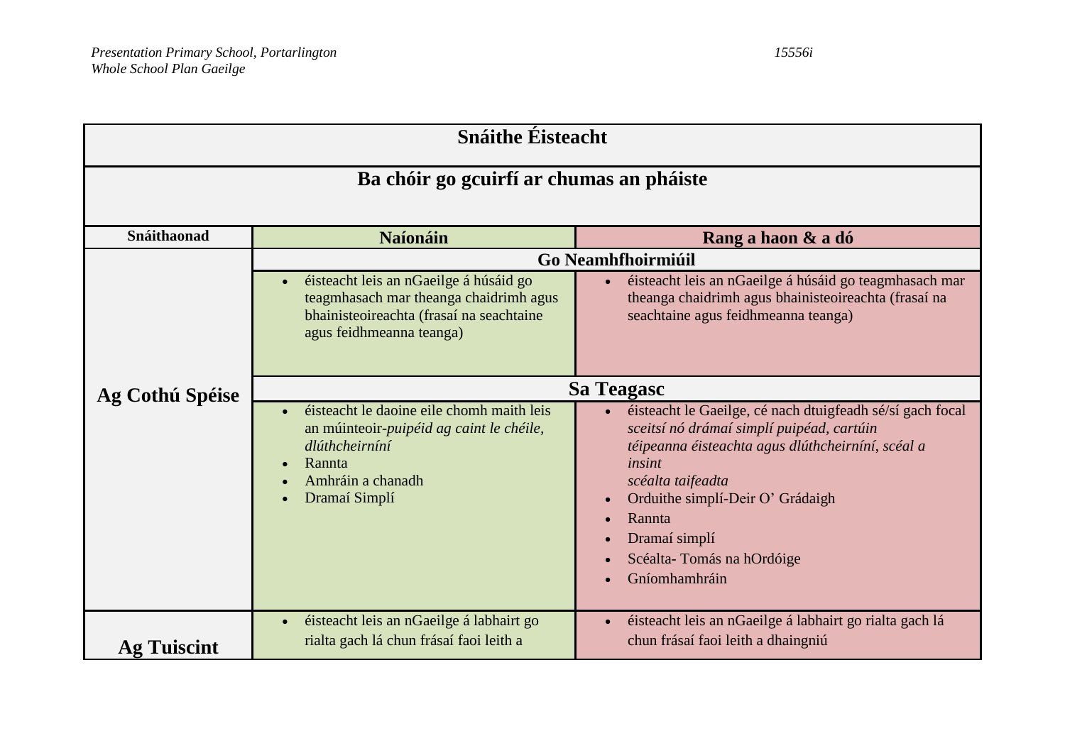| Snáithe Éisteacht | | |
|---|---|---|
| **Ba chóir go gcuirfí ar chumas an pháiste** | | |
| **Snáithaonad** | **Naíonáin** | **Rang a haon & a dó** |
| **Ag Cothú Spéise** | **Go Neamhfhoirmiúil** | |
| | • éisteacht leis an nGaeilge á húsáid go teagmhasach mar theanga chaidrimh agus bhainisteoireachta (frasaí na seachtaine agus feidhmeanna teanga) | • éisteacht leis an nGaeilge á húsáid go teagmhasach mar theanga chaidrimh agus bhainisteoireachta (frasaí na seachtaine agus feidhmeanna teanga) |
| | **Sa Teagasc** | |
| | • éisteacht le daoine eile chomh maith leis an múinteoir-*puipéid ag caint le chéile, dlúthcheirníní*<br>• Rannta<br>• Amhráin a chanadh<br>• Dramaí Simplí | • éisteacht le Gaeilge, cé nach dtuigfeadh sé/sí gach focal *sceitsí nó drámaí simplí puipéad, cartúin téipeanna éisteachta agus dlúthcheirníní, scéal a insint scéalta taifeadta*<br>• Orduithe simplí-Deir O' Grádaigh<br>• Rannta<br>• Dramaí simplí<br>• Scéalta- Tomás na hOrdóige<br>• Gníomhamhráin |
| **Ag Tuiscint** | • éisteacht leis an nGaeilge á labhairt go rialta gach lá chun frásaí faoi leith a | • éisteacht leis an nGaeilge á labhairt go rialta gach lá chun frásaí faoi leith a dhaingniú |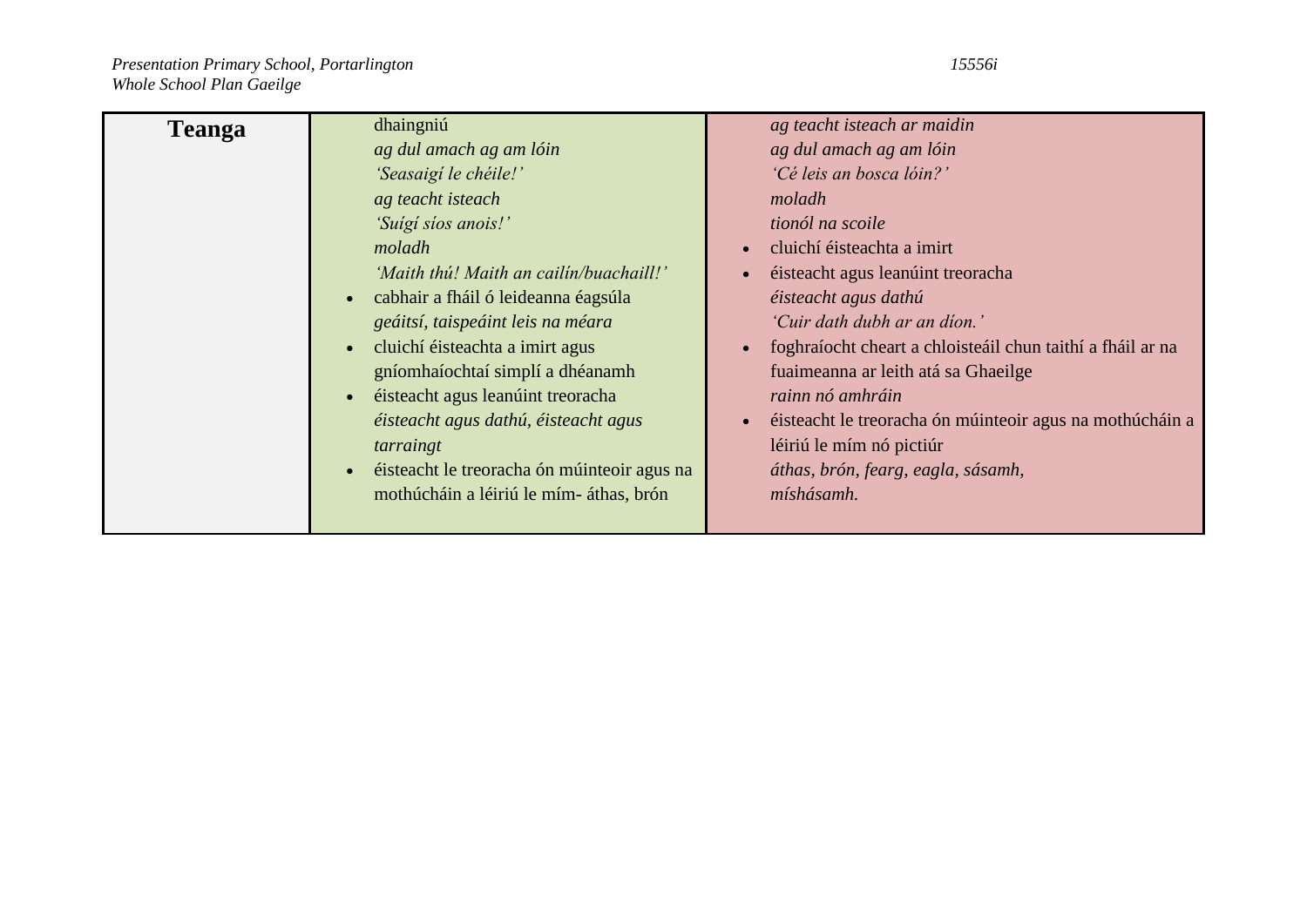| Teanga | dhaingniú<br>*ag dul amach ag am lóin*<br>*'Seasaigí le chéile!'*<br>*ag teacht isteach*<br>*'Suígí síos anois!'*<br>*moladh*<br>*'Maith thú! Maith an cailín/buachaill!'*<br>• cabhair a fháil ó leideanna éagsúla<br>*geáitsí, taispeáint leis na méara*<br>• cluichí éisteachta a imirt agus gníomhaíochtaí simplí a dhéanamh<br>• éisteacht agus leanúint treoracha<br>*éisteacht agus dathú, éisteacht agus tarraingt*<br>• éisteacht le treoracha ón múinteoir agus na mothúcháin a léiriú le mím- áthas, brón | *ag teacht isteach ar maidin*<br>*ag dul amach ag am lóin*<br>*'Cé leis an bosca lóin?'*<br>*moladh*<br>*tionól na scoile*<br>• cluichí éisteachta a imirt<br>• éisteacht agus leanúint treoracha<br>*éisteacht agus dathú*<br>*'Cuir dath dubh ar an díon.'*<br>• foghraíocht cheart a chloisteáil chun taithí a fháil ar na fuaimeanna ar leith atá sa Ghaeilge<br>*rainn nó amhráin*<br>• éisteacht le treoracha ón múinteoir agus na mothúcháin a léiriú le mím nó pictiúr<br>*áthas, brón, fearg, eagla, sásamh, míshásamh.* |
|---|---|---|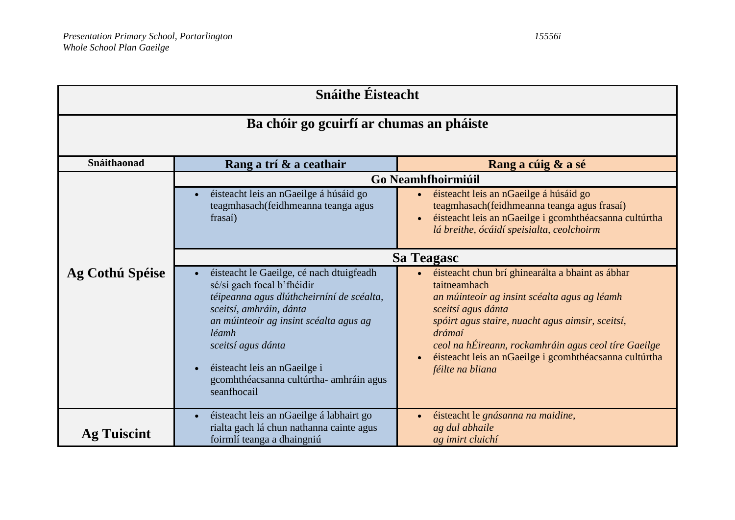| Snáithe Éisteacht | | |
|---|---|---|
| **Ba chóir go gcuirfí ar chumas an pháiste** | | |
| **Snáithaonad** | **Rang a trí & a ceathair** | **Rang a cúig & a sé** |
| | **Go Neamhfhoirmiúil** | |
| **Ag Cothú Spéise** | • éisteacht leis an nGaeilge á húsáid go teagmhasach(feidhmeanna teanga agus frasaí) | • éisteacht leis an nGaeilge á húsáid go teagmhasach(feidhmeanna teanga agus frasaí)<br>• éisteacht leis an nGaeilge i gcomhthéacsanna cultúrtha *lá breithe, ócáidí speisialta, ceolchoirm* |
| | **Sa Teagasc** | |
| | • éisteacht le Gaeilge, cé nach dtuigfeadh sé/sí gach focal b'fhéidir *téipeanna agus dlúthcheirníní de scéalta, sceitsí, amhráin, dánta* *an múinteoir ag insint scéalta agus ag léamh* *sceitsí agus dánta*<br>• éisteacht leis an nGaeilge i gcomhthéacsanna cultúrtha- amhráin agus seanfhocail | • éisteacht chun brí ghinearálta a bhaint as ábhar taitneamhach *an múinteoir ag insint scéalta agus ag léamh* *sceitsí agus dánta* *spóirt agus staire, nuacht agus aimsir, sceitsí, drámaí* *ceol na hÉireann, rockamhráin agus ceol tíre Gaeilge*<br>• éisteacht leis an nGaeilge i gcomhthéacsanna cultúrtha *féilte na bliana* |
| **Ag Tuiscint** | • éisteacht leis an nGaeilge á labhairt go rialta gach lá chun nathanna cainte agus foirmlí teanga a dhaingniú | • éisteacht le *gnásanna na maidine,* *ag dul abhaile* *ag imirt cluichí* |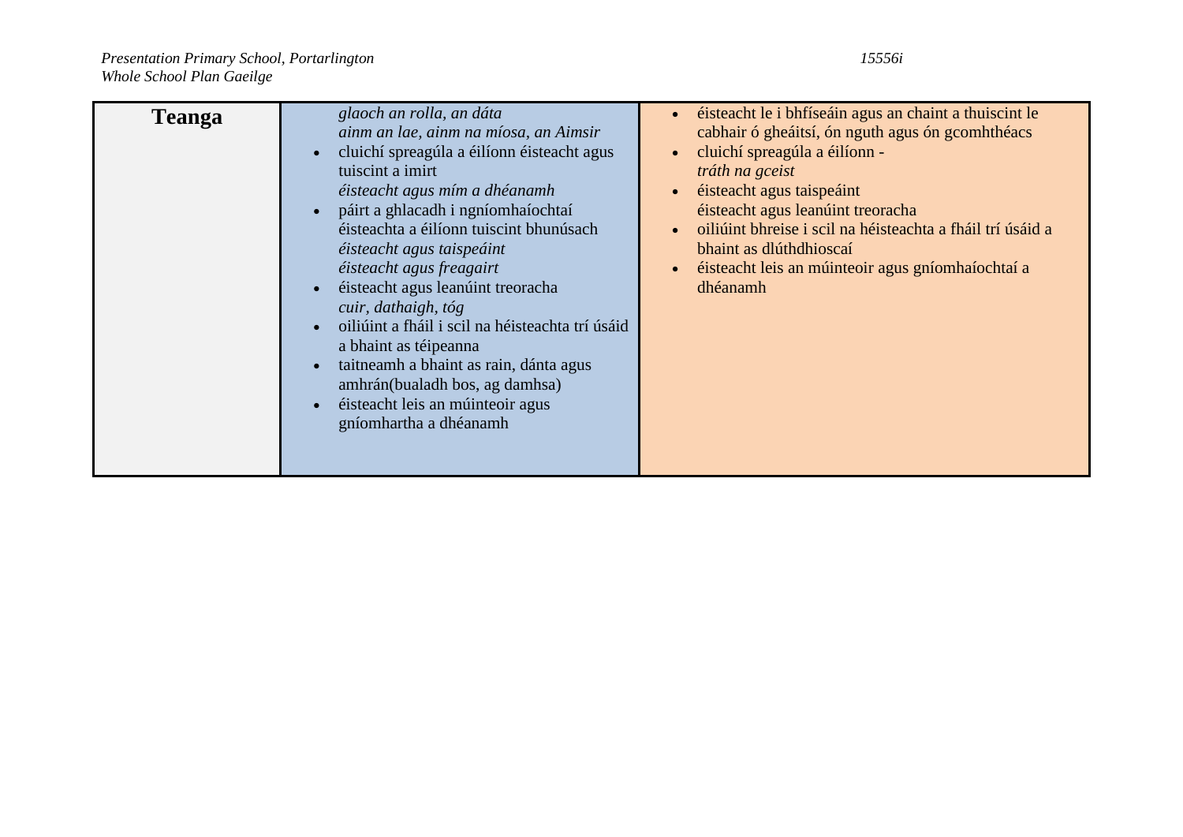| Teanga | *glaoch an rolla, an dáta*<br>*ainm an lae, ainm na míosa, an Aimsir*<br>• cluichí spreagúla a éilíonn éisteacht agus tuiscint a imirt<br>*éisteacht agus mím a dhéanamh*<br>• páirt a ghlacadh i ngníomhaíochtaí éisteachta a éilíonn tuiscint bhunúsach<br>*éisteacht agus taispeáint*<br>*éisteacht agus freagairt*<br>• éisteacht agus leanúint treoracha<br>*cuir, dathaigh, tóg*<br>• oiliúint a fháil i scil na héisteachta trí úsáid a bhaint as téipeanna<br>• taitneamh a bhaint as rain, dánta agus amhrán(bualadh bos, ag damhsa)<br>• éisteacht leis an múinteoir agus gníomhartha a dhéanamh | • éisteacht le i bhfíseáin agus an chaint a thuiscint le cabhair ó gheáitsí, ón nguth agus ón gcomhthéacs<br>• cluichí spreagúla a éilíonn -<br>*tráth na gceist*<br>• éisteacht agus taispeáint<br>éisteacht agus leanúint treoracha<br>• oiliúint bhreise i scil na héisteachta a fháil trí úsáid a bhaint as dlúthdhioscaí<br>• éisteacht leis an múinteoir agus gníomhaíochtaí a dhéanamh |
|---|---|---|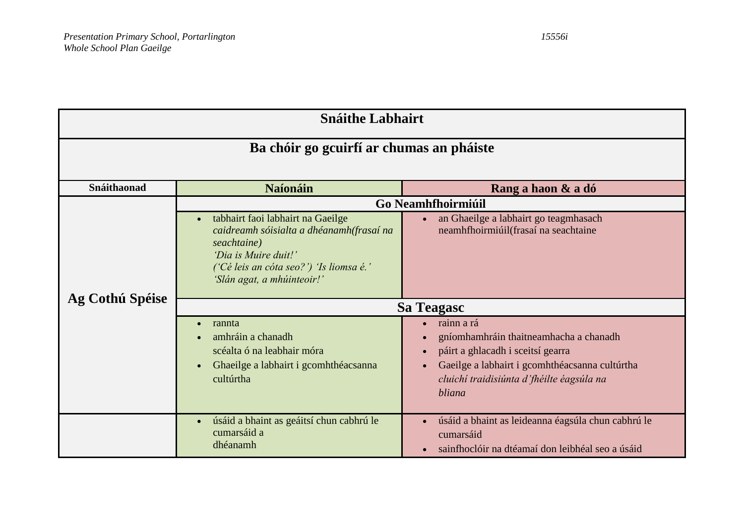| Snáithe Labhairt | | |
|---|---|---|
| **Ba chóir go gcuirfí ar chumas an pháiste** | | |
| **Snáithaonad** | **Naíonáin** | **Rang a haon & a dó** |
| **Ag Cothú Spéise** | **Go Neamhfhoirmiúil** | |
| | • tabhairt faoi labhairt na Gaeilge *caidreamh sóisialta a dhéanamh(frasaí na seachtaine)* *'Dia is Muire duit!'* *('Cé leis an cóta seo?') 'Is liomsa é.'* *'Slán agat, a mhúinteoir!'* | • an Ghaeilge a labhairt go teagmhasach neamhfhoirmiúil(frasaí na seachtaine |
| | **Sa Teagasc** | |
| | • rannta<br>• amhráin a chanadh<br>scéalta ó na leabhair móra<br>• Ghaeilge a labhairt i gcomhthéacsanna cultúrtha | • rainn a rá<br>• gníomhamhráin thaitneamhacha a chanadh<br>• páirt a ghlacadh i sceitsí gearra<br>• Gaeilge a labhairt i gcomhthéacsanna cultúrtha *cluichí traidisiúnta d'fhéilte éagsúla na bliana* |
| | • úsáid a bhaint as geáitsí chun cabhrú le cumarsáid a dhéanamh | • úsáid a bhaint as leideanna éagsúla chun cabhrú le cumarsáid<br>• sainfhoclóir na dtéamaí don leibhéal seo a úsáid |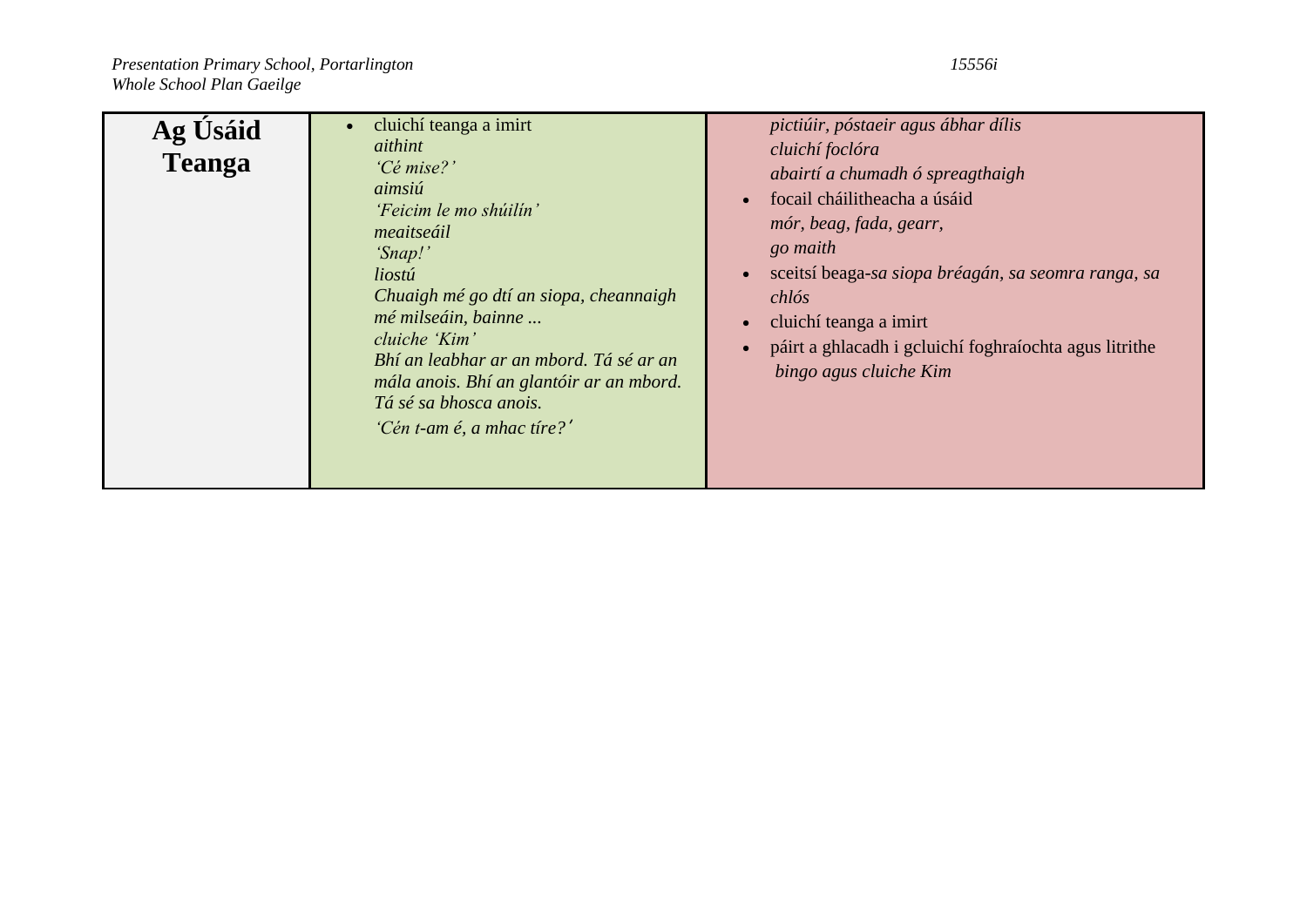| | | |
|---|---|---|
| **Ag Úsáid Teanga** | • cluichí teanga a imirt<br>*aithint*<br>*'Cé mise?'*<br>*aimsiú*<br>*'Feicim le mo shúilín'*<br>*meaitseáil*<br>*'Snap!'*<br>*liostú*<br>*Chuaigh mé go dtí an siopa, cheannaigh mé milseáin, bainne ...*<br>*cluiche 'Kim'*<br>*Bhí an leabhar ar an mbord. Tá sé ar an mála anois. Bhí an glantóir ar an mbord. Tá sé sa bhosca anois.*<br>*'Cén t-am é, a mhac tíre?'* | *pictiúir, póstaeir agus ábhar dílis*<br>*cluichí foclóra*<br>*abairtí a chumadh ó spreagthaigh*<br>• focail cháilitheacha a úsáid<br>*mór, beag, fada, gearr,*<br>*go maith*<br>• sceitsí beaga-*sa siopa bréagán, sa seomra ranga, sa chlós*<br>• cluichí teanga a imirt<br>• páirt a ghlacadh i gcluichí foghraíochta agus litrithe<br>*bingo agus cluiche Kim* |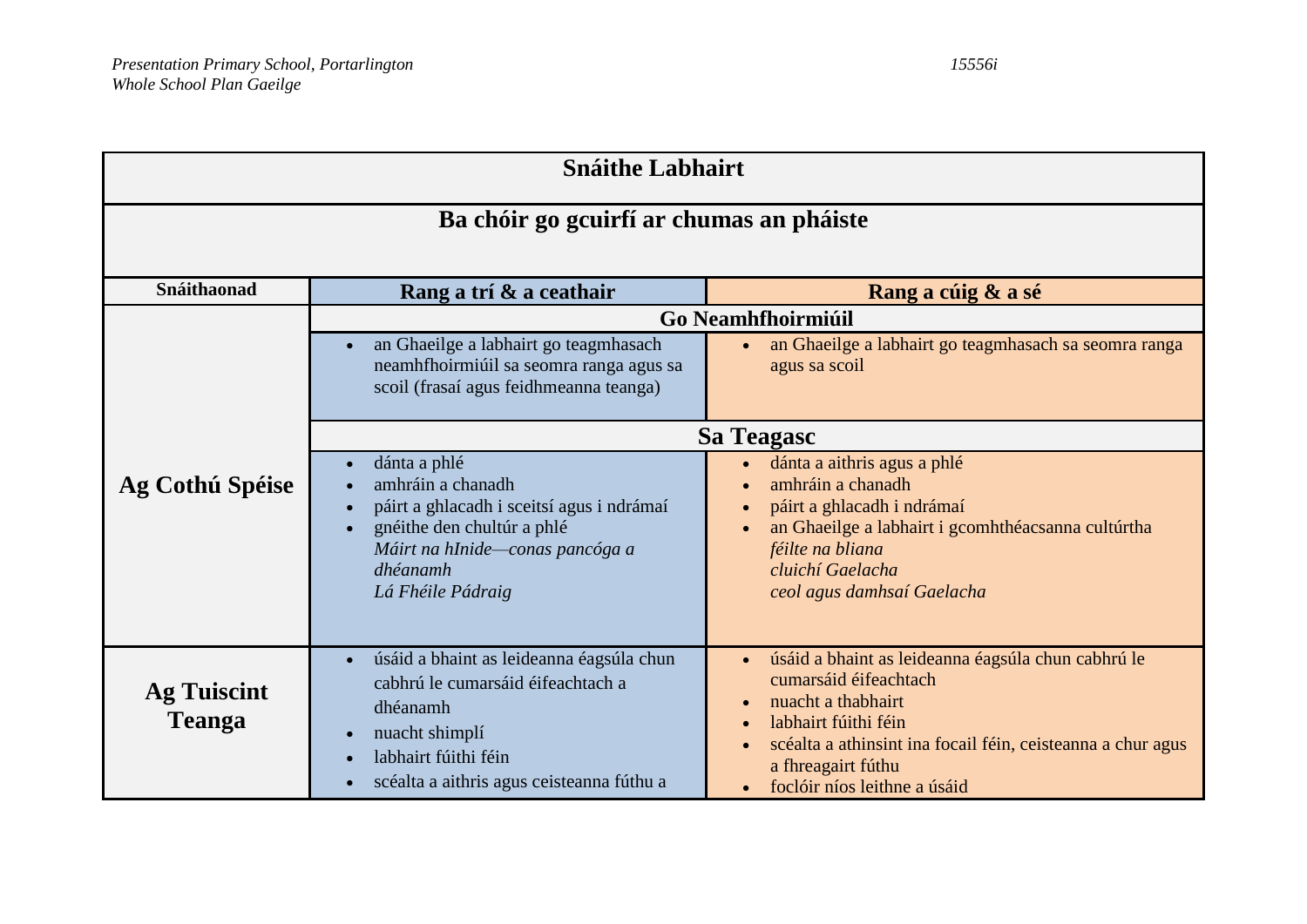| Snáithe Labhairt | | |
|---|---|---|
| **Ba chóir go gcuirfí ar chumas an pháiste** | | |
| **Snáithaonad** | **Rang a trí & a ceathair** | **Rang a cúig & a sé** |
| | **Go Neamhfhoirmiúil** | |
| **Ag Cothú Spéise** | • an Ghaeilge a labhairt go teagmhasach neamhfhoirmiúil sa seomra ranga agus sa scoil (frasaí agus feidhmeanna teanga) | • an Ghaeilge a labhairt go teagmhasach sa seomra ranga agus sa scoil |
| | **Sa Teagasc** | |
| | • dánta a phlé<br>• amhráin a chanadh<br>• páirt a ghlacadh i sceitsí agus i ndrámaí<br>• gnéithe den chultúr a phlé<br>*Máirt na hInide—conas pancóga a dhéanamh*<br>*Lá Fhéile Pádraig* | • dánta a aithris agus a phlé<br>• amhráin a chanadh<br>• páirt a ghlacadh i ndrámaí<br>• an Ghaeilge a labhairt i gcomhthéacsanna cultúrtha<br>*féilte na bliana*<br>*cluichí Gaelacha*<br>*ceol agus damhsaí Gaelacha* |
| **Ag Tuiscint Teanga** | • úsáid a bhaint as leideanna éagsúla chun cabhrú le cumarsáid éifeachtach a dhéanamh<br>• nuacht shimplí<br>• labhairt fúithi féin<br>• scéalta a aithris agus ceisteanna fúthu a | • úsáid a bhaint as leideanna éagsúla chun cabhrú le cumarsáid éifeachtach<br>• nuacht a thabhairt<br>• labhairt fúithi féin<br>• scéalta a athinsint ina focail féin, ceisteanna a chur agus a fhreagairt fúthu<br>• foclóir níos leithne a úsáid |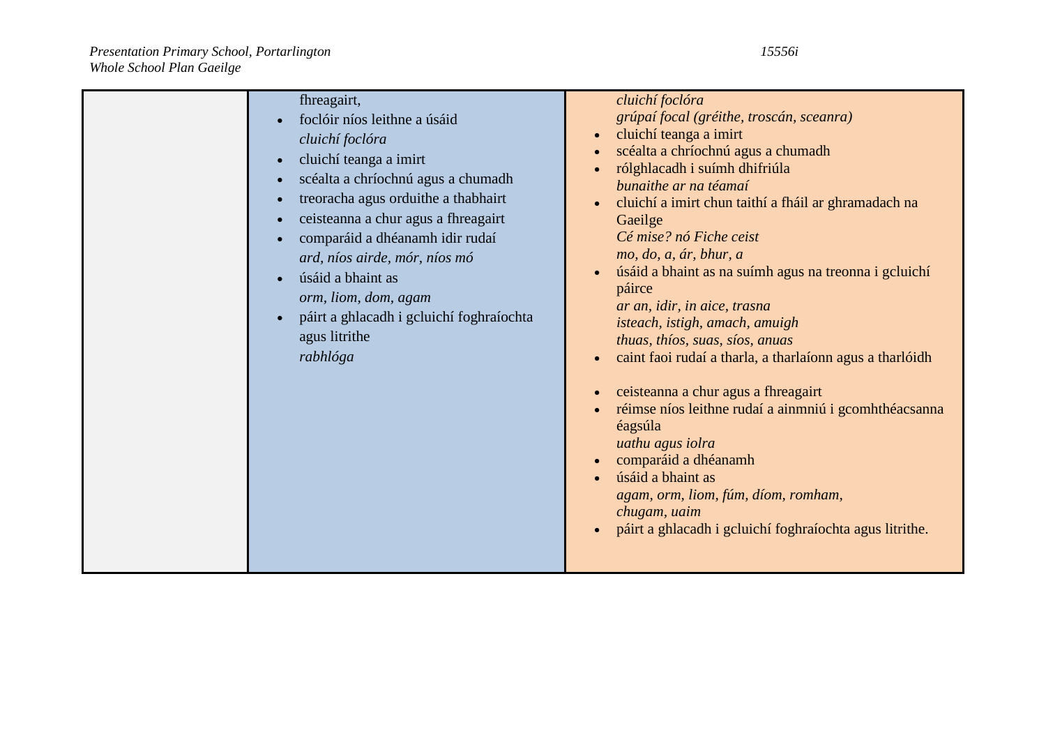| | | |
|---|---|---|
| | fhreagairt,<br>• foclóir níos leithne a úsáid<br>*cluichí foclóra*<br>• cluichí teanga a imirt<br>• scéalta a chríochnú agus a chumadh<br>• treoracha agus orduithe a thabhairt<br>• ceisteanna a chur agus a fhreagairt<br>• comparáid a dhéanamh idir rudaí<br>*ard, níos airde, mór, níos mó*<br>• úsáid a bhaint as<br>*orm, liom, dom, agam*<br>• páirt a ghlacadh i gcluichí foghraíochta agus litrithe<br>*rabhlóga* | *cluichí foclóra*<br>*grúpaí focal (gréithe, troscán, sceanra)*<br>• cluichí teanga a imirt<br>• scéalta a chríochnú agus a chumadh<br>• rólghlacadh i suímh dhifriúla<br>*bunaithe ar na téamaí*<br>• cluichí a imirt chun taithí a fháil ar ghramadach na Gaeilge<br>*Cé mise? nó Fiche ceist*<br>*mo, do, a, ár, bhur, a*<br>• úsáid a bhaint as na suímh agus na treonna i gcluichí páirce<br>*ar an, idir, in aice, trasna*<br>*isteach, istigh, amach, amuigh*<br>*thuas, thíos, suas, síos, anuas*<br>• caint faoi rudaí a tharla, a tharlaíonn agus a tharlóidh<br>• ceisteanna a chur agus a fhreagairt<br>• réimse níos leithne rudaí a ainmniú i gcomhthéacsanna éagsúla<br>*uathu agus iolra*<br>• comparáid a dhéanamh<br>• úsáid a bhaint as<br>*agam, orm, liom, fúm, díom, romham, chugam, uaim*<br>• páirt a ghlacadh i gcluichí foghraíochta agus litrithe. |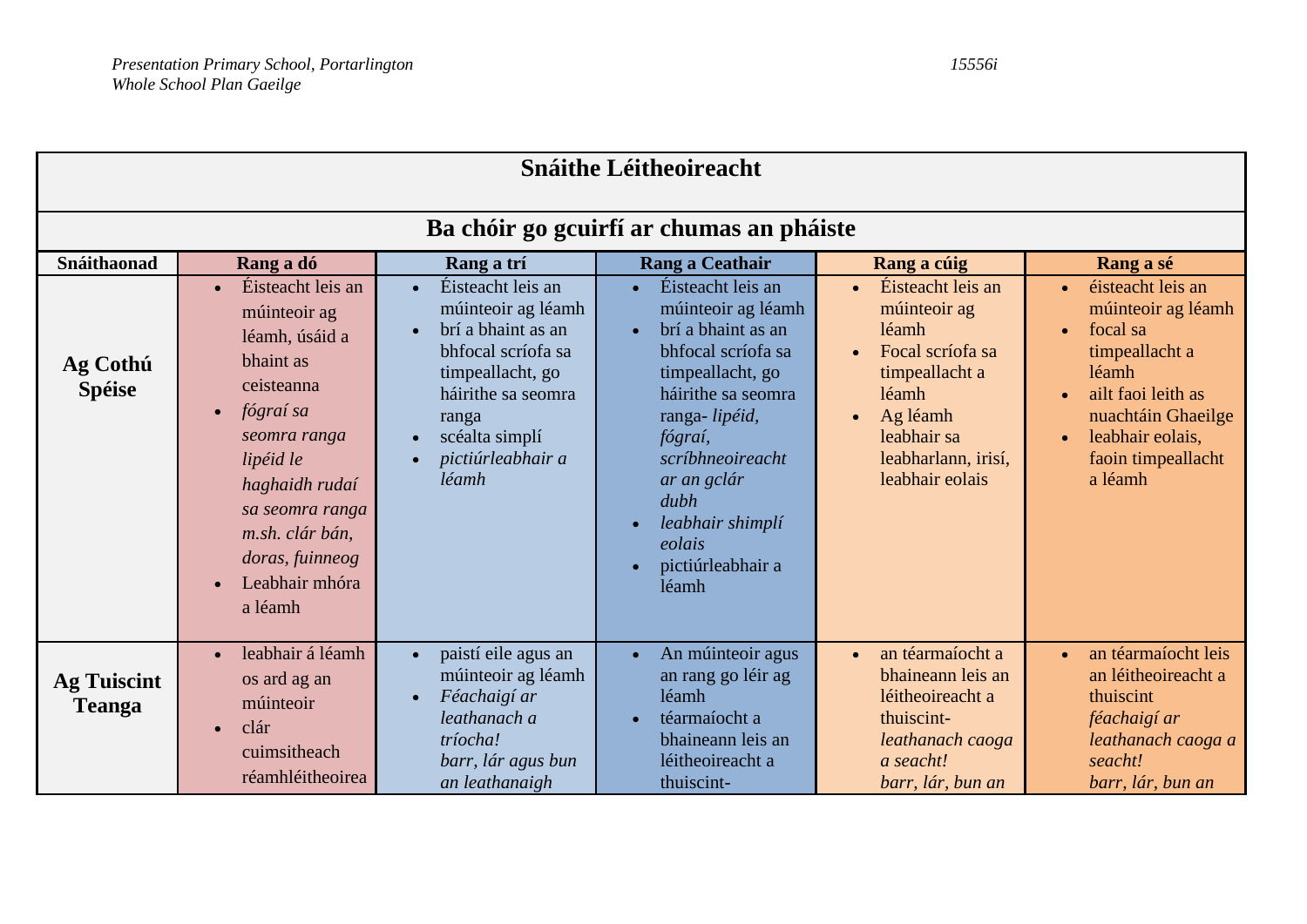| Snáithe Léitheoireacht | | | | | |
|---|---|---|---|---|---|
| **Ba chóir go gcuirfí ar chumas an pháiste** | | | | | |
| **Snáithaonad** | **Rang a dó** | **Rang a trí** | **Rang a Ceathair** | **Rang a cúig** | **Rang a sé** |
| **Ag Cothú Spéise** | • Éisteacht leis an múinteoir ag léamh, úsáid a bhaint as ceisteanna<br>• *fógraí sa seomra ranga lipéid le haghaidh rudaí sa seomra ranga m.sh. clár bán, doras, fuinneog*<br>• Leabhair mhóra a léamh | • Éisteacht leis an múinteoir ag léamh<br>• brí a bhaint as an bhfocal scríofa sa timpeallacht, go háirithe sa seomra ranga<br>• scéalta simplí<br>• *pictiúrleabhair a léamh* | • Éisteacht leis an múinteoir ag léamh<br>• brí a bhaint as an bhfocal scríofa sa timpeallacht, go háirithe sa seomra ranga- *lipéid, fógraí, scríbhneoireacht ar an gclár dubh*<br>• *leabhair shimplí eolais*<br>• pictiúrleabhair a léamh | • Éisteacht leis an múinteoir ag léamh<br>• Focal scríofa sa timpeallacht a léamh<br>• Ag léamh leabhair sa leabharlann, irisí, leabhair eolais | • éisteacht leis an múinteoir ag léamh<br>• focal sa timpeallacht a léamh<br>• ailt faoi leith as nuachtáin Ghaeilge<br>• leabhair eolais, faoin timpeallacht a léamh |
| **Ag Tuiscint Teanga** | • leabhair á léamh os ard ag an múinteoir<br>• clár cuimsitheach réamhléitheoirea | • paistí eile agus an múinteoir ag léamh<br>• *Féachaigí ar leathanach a tríocha! barr, lár agus bun an leathanaigh* | • An múinteoir agus an rang go léir ag léamh<br>• téarmaíocht a bhaineann leis an léitheoireacht a thuiscint- | • an téarmaíocht a bhaineann leis an léitheoireacht a thuiscint- *leathanach caoga a seacht! barr, lár, bun an* | • an téarmaíocht leis an léitheoireacht a thuiscint *féachaigí ar leathanach caoga a seacht! barr, lár, bun an* |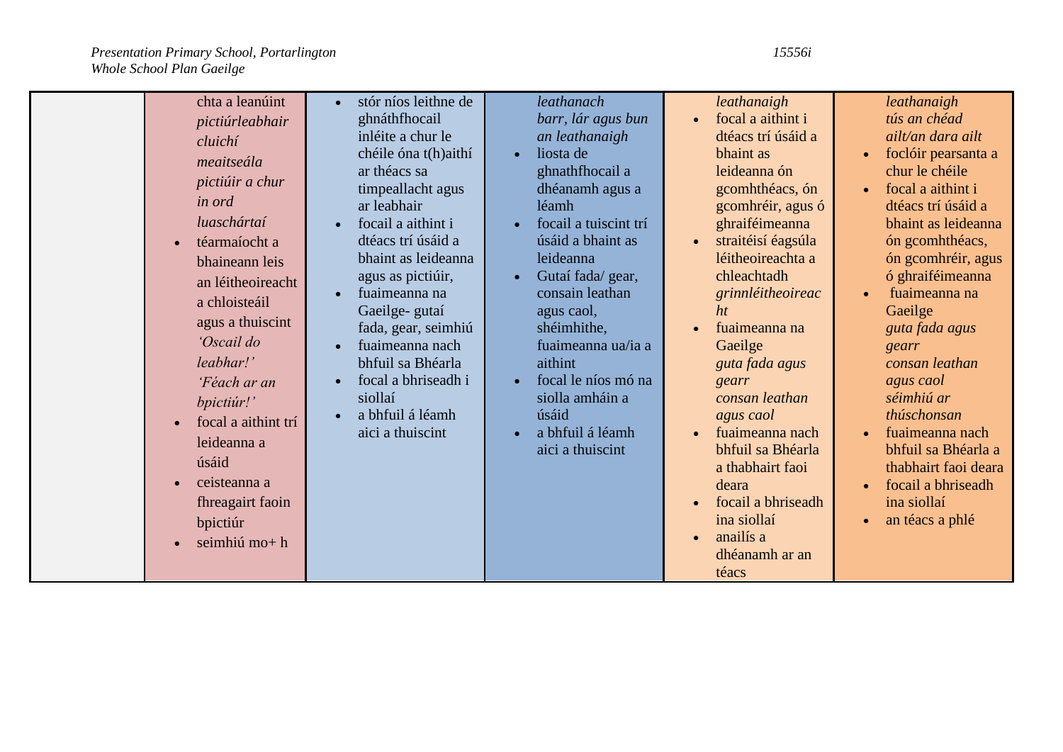| | | | | | |
|---|---|---|---|---|---|
| | chta a leanúint<br>*pictiúrleabhair*<br>*cluichí*<br>*meaitseála*<br>*pictiúir a chur in ord*<br>*luaschártaí*<br>• téarmaíocht a bhaineann leis an léitheoireacht a chloisteáil agus a thuiscint<br>*'Oscail do leabhar!'*<br>*'Féach ar an bpictiúr!'*<br>• focal a aithint trí leideanna a úsáid<br>• ceisteanna a fhreagairt faoin bpictiúr<br>• seimhiú mo+ h | • stór níos leithne de ghnáthfhocail inléite a chur le chéile óna t(h)aithí ar théacs sa timpeallacht agus ar leabhair<br>• focail a aithint i dtéacs trí úsáid a bhaint as leideanna agus as pictiúir,<br>• fuaimeanna na Gaeilge- gutaí fada, gear, seimhiú<br>• fuaimeanna nach bhfuil sa Bhéarla<br>• focal a bhriseadh i siollaí<br>• a bhfuil á léamh aici a thuiscint | *leathanach*<br>*barr, lár agus bun an leathanaigh*<br>• liosta de ghnathfhocail a dhéanamh agus a léamh<br>• focail a tuiscint trí úsáid a bhaint as leideanna<br>• Gutaí fada/ gear, consain leathan agus caol, shéimhithe, fuaimeanna ua/ia a aithint<br>• focal le níos mó na siolla amháin a úsáid<br>• a bhfuil á léamh aici a thuiscint | *leathanaigh*<br>• focal a aithint i dtéacs trí úsáid a bhaint as leideanna ón gcomhthéacs, ón gcomhréir, agus ó ghraiféimeanna<br>• straitéisí éagsúla léitheoireachta a chleachtadh<br>*grinnléitheoireacht*<br>• fuaimeanna na Gaeilge<br>*guta fada agus gearr*<br>*consan leathan agus caol*<br>• fuaimeanna nach bhfuil sa Bhéarla a thabhairt faoi deara<br>• focail a bhriseadh ina siollaí<br>• anailís a dhéanamh ar an téacs | *leathanaigh*<br>*tús an chéad ailt/an dara ailt*<br>• foclóir pearsanta a chur le chéile<br>• focal a aithint i dtéacs trí úsáid a bhaint as leideanna ón gcomhthéacs, ón gcomhréir, agus ó ghraiféimeanna<br>• fuaimeanna na Gaeilge<br>*guta fada agus gearr*<br>*consan leathan agus caol*<br>*séimhiú ar thúschonsan*<br>• fuaimeanna nach bhfuil sa Bhéarla a thabhairt faoi deara<br>• focail a bhriseadh ina siollaí<br>• an téacs a phlé |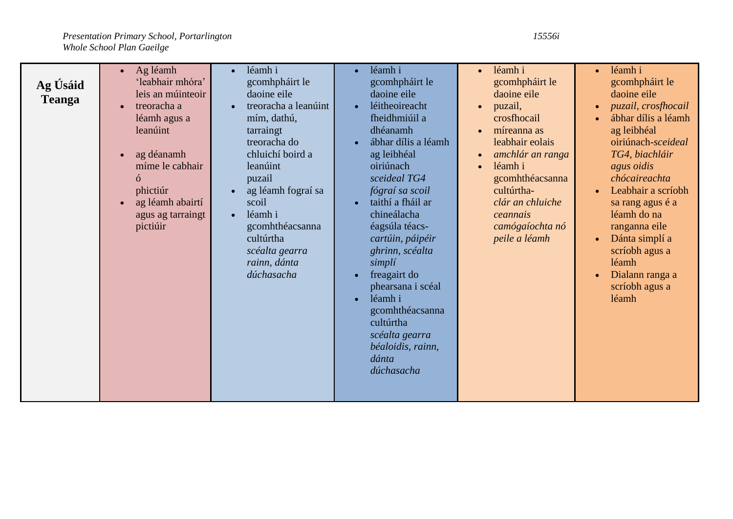| **Ag Úsáid Teanga** | <ul><li>Ag léamh 'leabhair mhóra' leis an múinteoir</li><li>treoracha a léamh agus a leanúint</li><li>ag déanamh míme le cabhair ó phictiúr</li><li>ag léamh abairtí agus ag tarraingt pictiúir</li></ul> | <ul><li>léamh i gcomhpháirt le daoine eile</li><li>treoracha a leanúint mím, dathú, tarraingt treoracha do chluichí boird a leanúint puzail</li><li>ag léamh fograí sa scoil</li><li>léamh i gcomhthéacsanna cultúrtha *scéalta gearra rainn, dánta dúchasacha*</li></ul> | <ul><li>léamh i gcomhpháirt le daoine eile</li><li>léitheoireacht fheidhmiúil a dhéanamh</li><li>ábhar dílis a léamh ag leibhéal oiriúnach *sceideal TG4 fógraí sa scoil*</li><li>taithí a fháil ar chineálacha éagsúla téacs- *cartúin, páipéir ghrinn, scéalta simplí*</li><li>freagairt do phearsana i scéal</li><li>léamh i gcomhthéacsanna cultúrtha *scéalta gearra béaloidis, rainn, dánta dúchasacha*</li></ul> | <ul><li>léamh i gcomhpháirt le daoine eile</li><li>puzail, crosfhocail</li><li>míreanna as leabhair eolais</li><li>*amchlár an ranga*</li><li>léamh i gcomhthéacsanna cultúrtha- *clár an chluiche ceannais camógaíochta nó peile a léamh*</li></ul> | <ul><li>léamh i gcomhpháirt le daoine eile</li><li>*puzail, crosfhocail*</li><li>ábhar dílis a léamh ag leibhéal oiriúnach-*sceideal TG4, biachláir agus oidis chócaireachta*</li><li>Leabhair a scríobh sa rang agus é a léamh do na ranganna eile</li><li>Dánta simplí a scríobh agus a léamh</li><li>Dialann ranga a scríobh agus a léamh</li></ul> |
|---|---|---|---|---|---|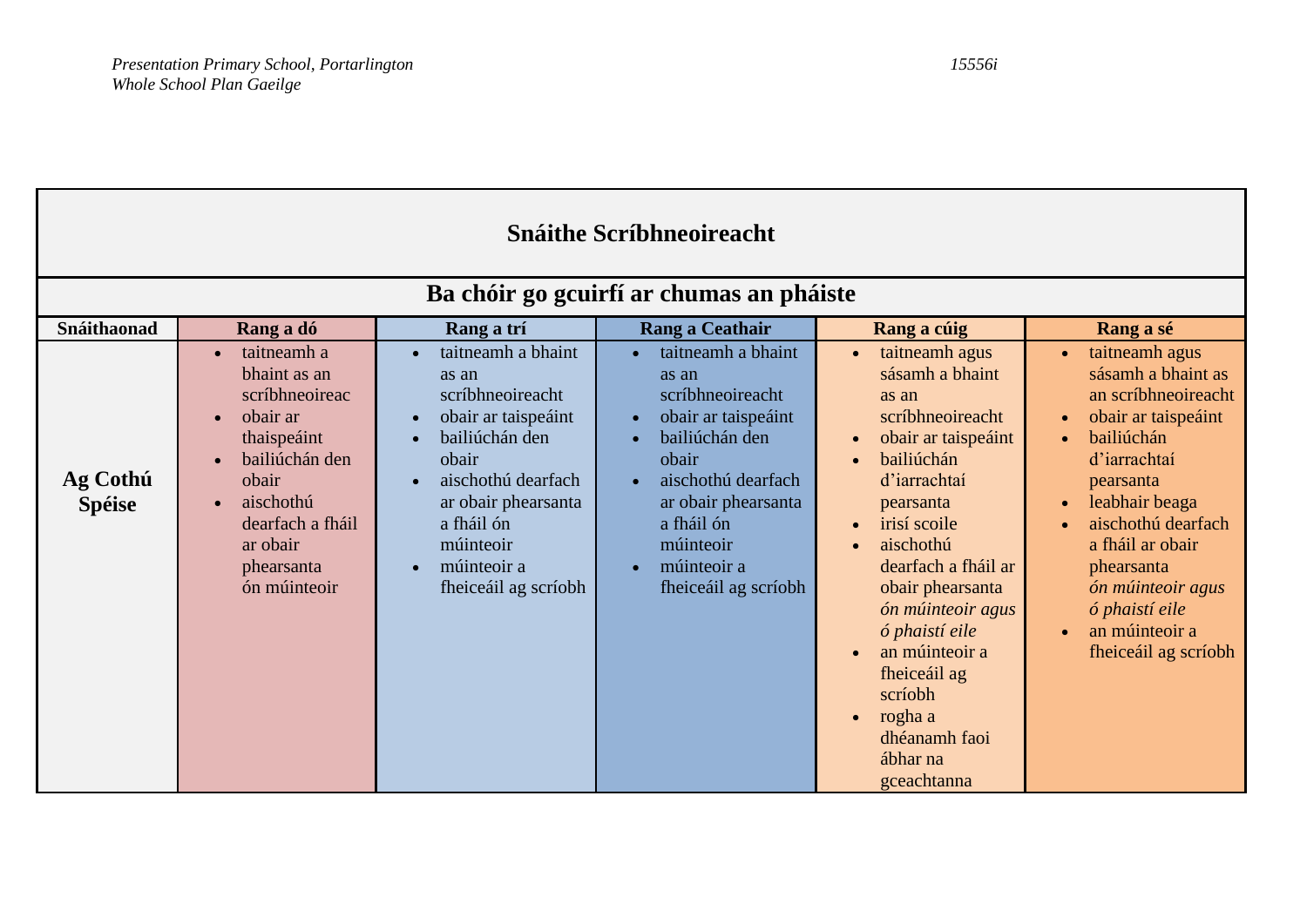| Snáithe Scríbhneoireacht | | | | | |
|---|---|---|---|---|---|
| **Ba chóir go gcuirfí ar chumas an pháiste** | | | | | |
| **Snáithaonad** | **Rang a dó** | **Rang a trí** | **Rang a Ceathair** | **Rang a cúig** | **Rang a sé** |
| **Ag Cothú Spéise** | • taitneamh a bhaint as an scríbhneoireac<br>• obair ar thaispeáint<br>• bailiúchán den obair<br>• aischothú dearfach a fháil ar obair phearsanta ón múinteoir | • taitneamh a bhaint as an scríbhneoireacht<br>• obair ar taispeáint<br>• bailiúchán den obair<br>• aischothú dearfach ar obair phearsanta a fháil ón múinteoir<br>• múinteoir a fheiceáil ag scríobh | • taitneamh a bhaint as an scríbhneoireacht<br>• obair ar taispeáint<br>• bailiúchán den obair<br>• aischothú dearfach ar obair phearsanta a fháil ón múinteoir<br>• múinteoir a fheiceáil ag scríobh | • taitneamh agus sásamh a bhaint as an scríbhneoireacht<br>• obair ar taispeáint<br>• bailiúchán d'iarrachtaí pearsanta<br>• irisí scoile<br>• aischothú dearfach a fháil ar obair phearsanta *ón múinteoir agus ó phaistí eile*<br>• an múinteoir a fheiceáil ag scríobh<br>• rogha a dhéanamh faoi ábhar na gceachtanna | • taitneamh agus sásamh a bhaint as an scríbhneoireacht<br>• obair ar taispeáint<br>• bailiúchán d'iarrachtaí pearsanta<br>• leabhair beaga<br>• aischothú dearfach a fháil ar obair phearsanta *ón múinteoir agus ó phaistí eile*<br>• an múinteoir a fheiceáil ag scríobh |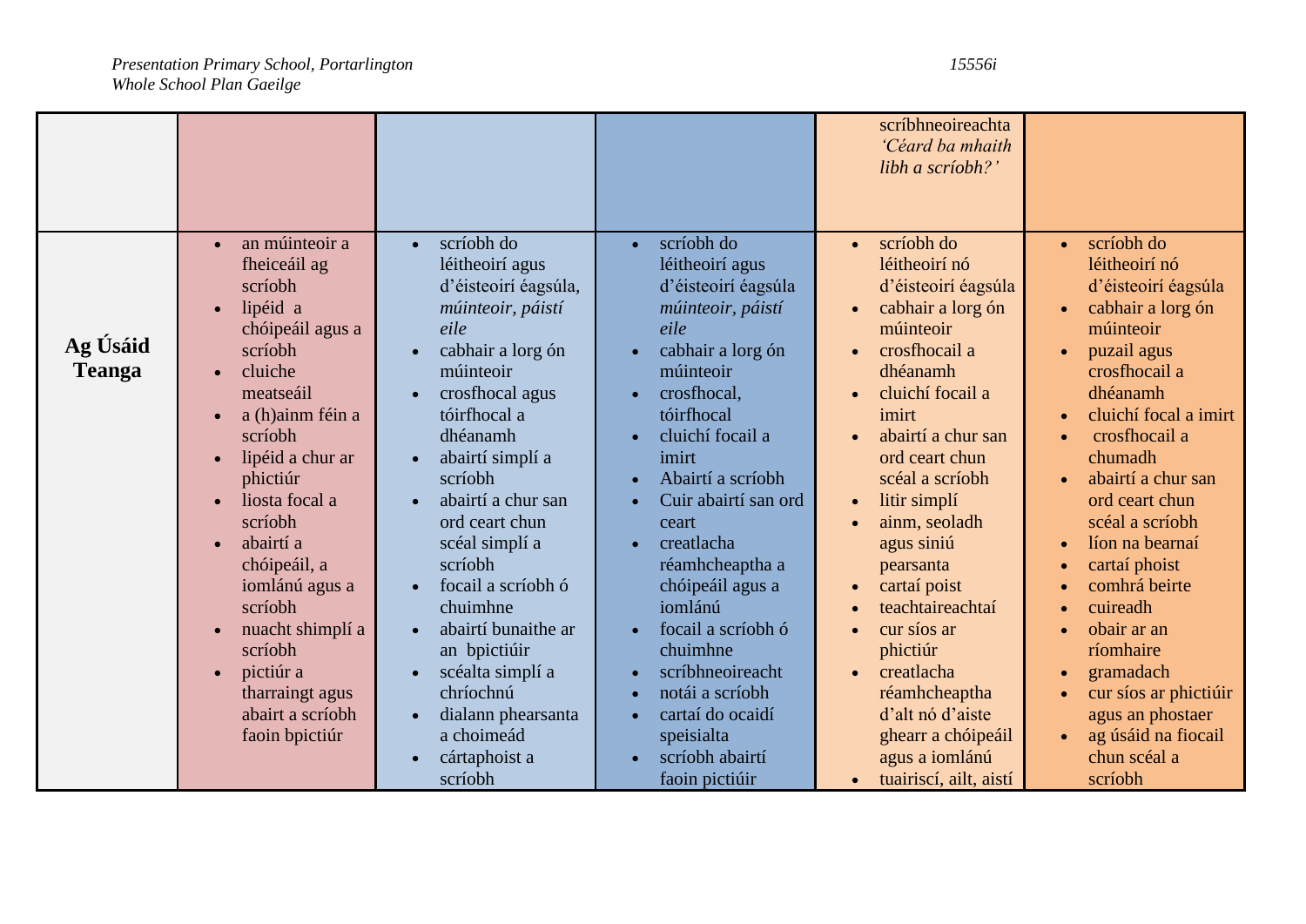| | | | | | |
|---|---|---|---|---|---|
| | | | | scríbhneoireachta *'Céard ba mhaith libh a scríobh?'* | |
| **Ag Úsáid Teanga** | • an múinteoir a fheiceáil ag scríobh<br>• lipéid a chóipeáil agus a scríobh<br>• cluiche meatseáil<br>• a (h)ainm féin a scríobh<br>• lipéid a chur ar phictiúr<br>• liosta focal a scríobh<br>• abairtí a chóipeáil, a iomlánú agus a scríobh<br>• nuacht shimplí a scríobh<br>• pictiúr a tharraingt agus abairt a scríobh faoin bpictiúr | • scríobh do léitheoirí agus d'éisteoirí éagsúla, *múinteoir, páistí eile*<br>• cabhair a lorg ón múinteoir<br>• crosfhocal agus tóirfhocal a dhéanamh<br>• abairtí simplí a scríobh<br>• abairtí a chur san ord ceart chun scéal simplí a scríobh<br>• focail a scríobh ó chuimhne<br>• abairtí bunaithe ar an bpictiúir<br>• scéalta simplí a chríochnú<br>• dialann phearsanta a choimeád<br>• cártaphoist a scríobh | • scríobh do léitheoirí agus d'éisteoirí éagsúla *múinteoir, páistí eile*<br>• cabhair a lorg ón múinteoir<br>• crosfhocal, tóirfhocal<br>• cluichí focail a imirt<br>• Abairtí a scríobh<br>• Cuir abairtí san ord ceart<br>• creatlacha réamhcheaptha a chóipeáil agus a iomlánú<br>• focail a scríobh ó chuimhne<br>• scríbhneoireacht<br>• notái a scríobh<br>• cartaí do ocaidí speisialta<br>• scríobh abairtí faoin pictiúir | • scríobh do léitheoirí nó d'éisteoirí éagsúla<br>• cabhair a lorg ón múinteoir<br>• crosfhocail a dhéanamh<br>• cluichí focail a imirt<br>• abairtí a chur san ord ceart chun scéal a scríobh<br>• litir simplí<br>• ainm, seoladh agus siniú pearsanta<br>• cartaí poist<br>• teachtaireachtaí<br>• cur síos ar phictiúr<br>• creatlacha réamhcheaptha d'alt nó d'aiste ghearr a chóipeáil agus a iomlánú<br>• tuairiscí, ailt, aistí | • scríobh do léitheoirí nó d'éisteoirí éagsúla<br>• cabhair a lorg ón múinteoir<br>• puzail agus crosfhocail a dhéanamh<br>• cluichí focal a imirt<br>• crosfhocail a chumadh<br>• abairtí a chur san ord ceart chun scéal a scríobh<br>• líon na bearnaí<br>• cartaí phoist<br>• comhrá beirte<br>• cuireadh<br>• obair ar an ríomhaire<br>• gramadach<br>• cur síos ar phictiúir agus an phostaer<br>• ag úsáid na fiocail chun scéal a scríobh |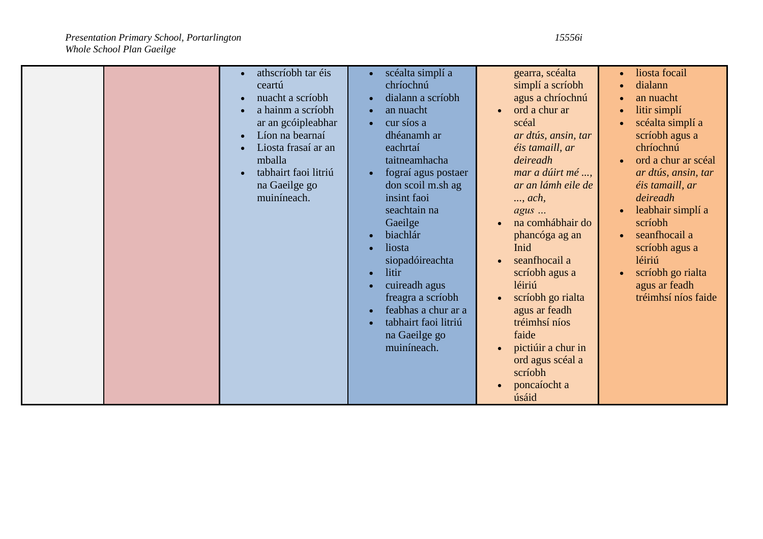| | | | | | |
|---|---|---|---|---|---|
| | | • athscríobh tar éis ceartú<br>• nuacht a scríobh<br>• a hainm a scríobh ar an gcóipleabhar<br>• Líon na bearnaí<br>• Liosta frasaí ar an mballa<br>• tabhairt faoi litriú na Gaeilge go muiníneach. | • scéalta simplí a chríochnú<br>• dialann a scríobh<br>• an nuacht<br>• cur síos a dhéanamh ar eachrtaí taitneamhacha<br>• fograí agus postaer don scoil m.sh ag insint faoi seachtain na Gaeilge<br>• biachlár<br>• liosta siopadóireachta<br>• litir<br>• cuireadh agus freagra a scríobh<br>• feabhas a chur ar a<br>• tabhairt faoi litriú na Gaeilge go muiníneach. | gearra, scéalta simplí a scríobh agus a chríochnú<br>• ord a chur ar scéal *ar dtús, ansin, tar éis tamaill, ar deireadh* *mar a dúirt mé ..., ar an lámh eile de ..., ach, agus ...*<br>• na comhábhair do phancóga ag an Inid<br>• seanfhocail a scríobh agus a léiriú<br>• scríobh go rialta agus ar feadh tréimhsí níos faide<br>• pictiúir a chur in ord agus scéal a scríobh<br>• poncaíocht a úsáid | • liosta focail<br>• dialann<br>• an nuacht<br>• litir simplí<br>• scéalta simplí a scríobh agus a chríochnú<br>• ord a chur ar scéal *ar dtús, ansin, tar éis tamaill, ar deireadh*<br>• leabhair simplí a scríobh<br>• seanfhocail a scríobh agus a léiriú<br>• scríobh go rialta agus ar feadh tréimhsí níos faide |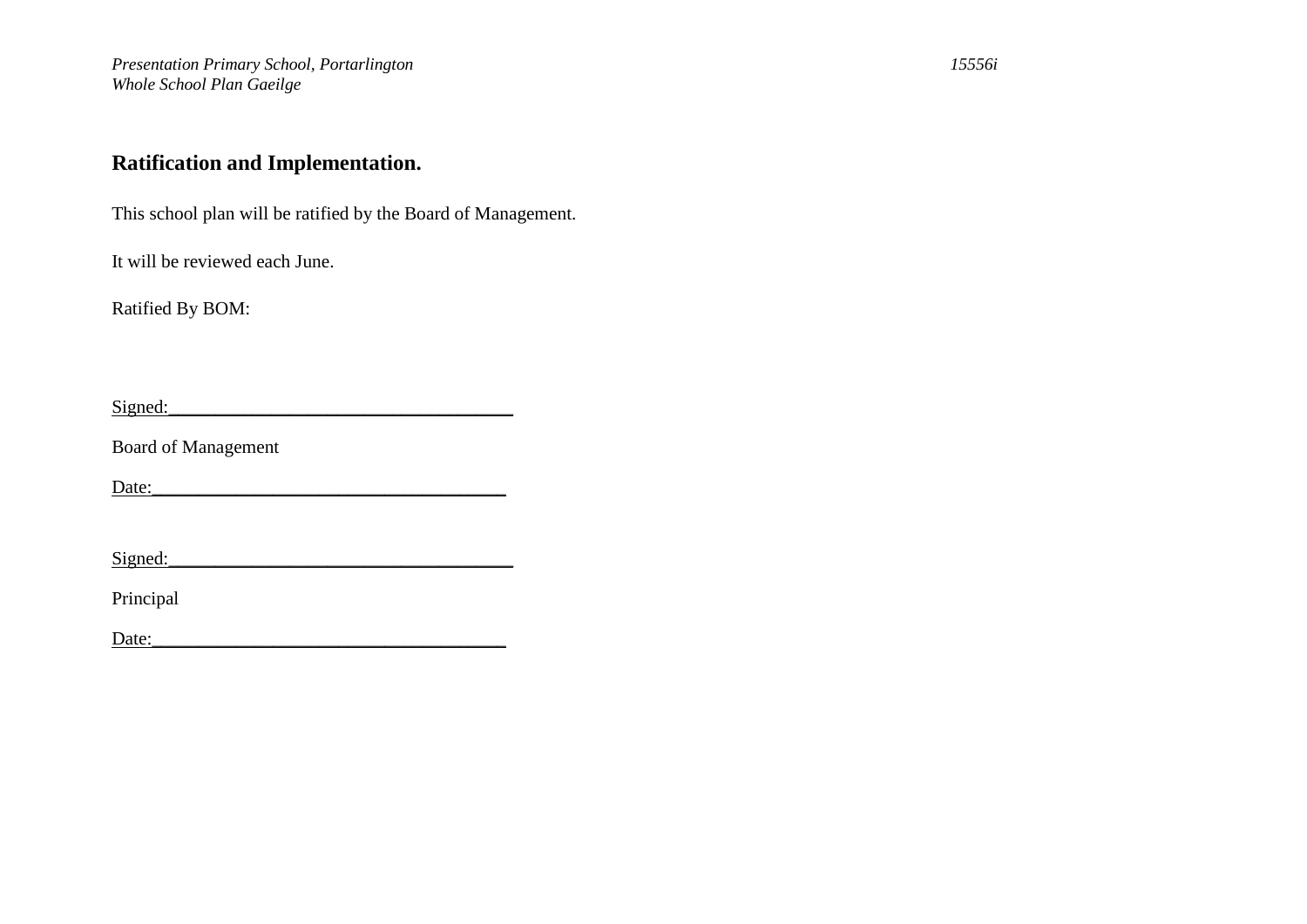## Ratification and Implementation.

This school plan will be ratified by the Board of Management.

It will be reviewed each June.

Ratified By BOM:

Signed:____________________________________

Board of Management

Date:_____________________________________

Signed:____________________________________

Principal

Date:_____________________________________